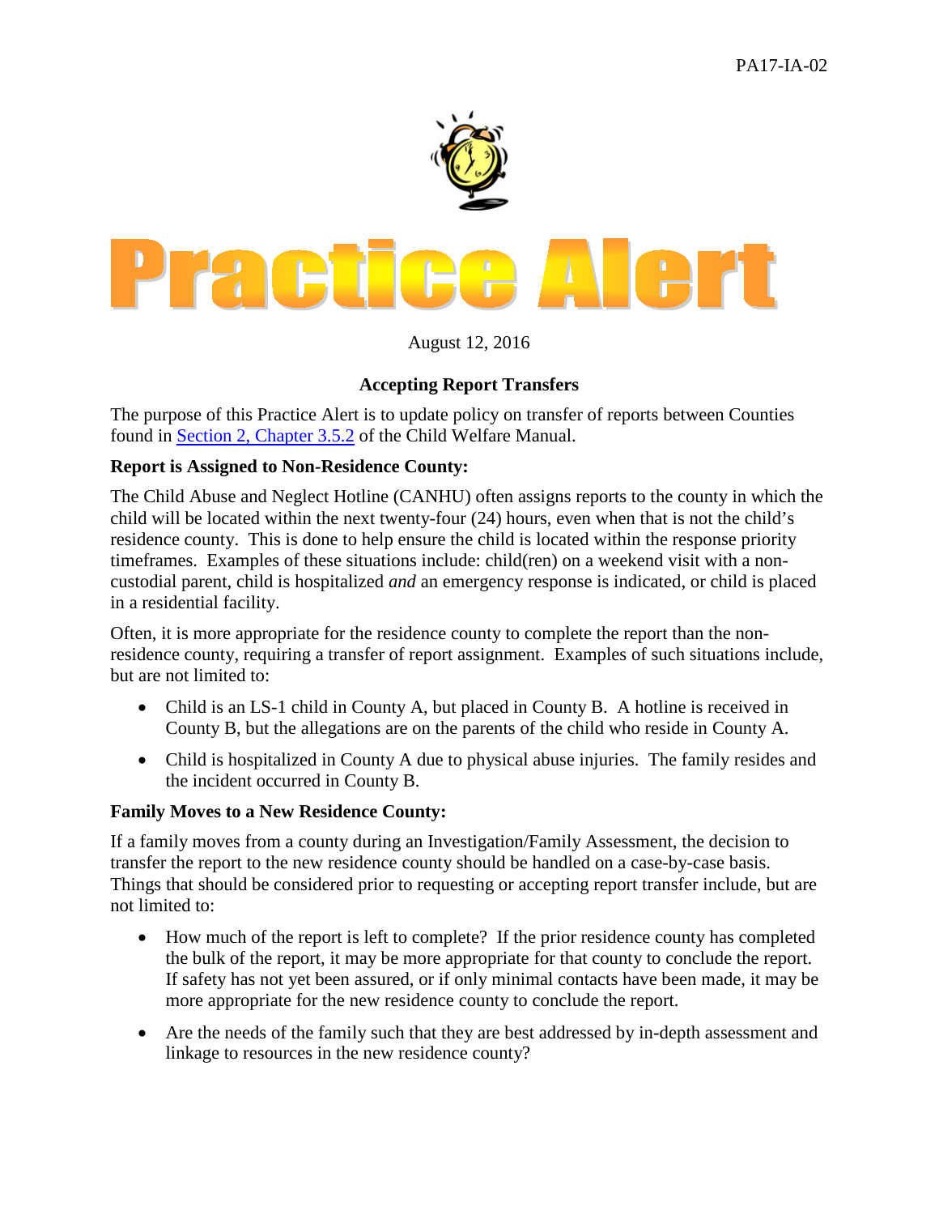PA17-IA-02

# Practice Alert

August 12, 2016

## Accepting Report Transfers

The purpose of this Practice Alert is to update policy on transfer of reports between Counties found in [Section 2, Chapter 3.5.2](#) of the Child Welfare Manual.

**Report is Assigned to Non-Residence County:**

The Child Abuse and Neglect Hotline (CANHU) often assigns reports to the county in which the child will be located within the next twenty-four (24) hours, even when that is not the child's residence county. This is done to help ensure the child is located within the response priority timeframes. Examples of these situations include: child(ren) on a weekend visit with a non-custodial parent, child is hospitalized *and* an emergency response is indicated, or child is placed in a residential facility.

Often, it is more appropriate for the residence county to complete the report than the non-residence county, requiring a transfer of report assignment. Examples of such situations include, but are not limited to:

- Child is an LS-1 child in County A, but placed in County B. A hotline is received in County B, but the allegations are on the parents of the child who reside in County A.
- Child is hospitalized in County A due to physical abuse injuries. The family resides and the incident occurred in County B.

**Family Moves to a New Residence County:**

If a family moves from a county during an Investigation/Family Assessment, the decision to transfer the report to the new residence county should be handled on a case-by-case basis. Things that should be considered prior to requesting or accepting report transfer include, but are not limited to:

- How much of the report is left to complete? If the prior residence county has completed the bulk of the report, it may be more appropriate for that county to conclude the report. If safety has not yet been assured, or if only minimal contacts have been made, it may be more appropriate for the new residence county to conclude the report.
- Are the needs of the family such that they are best addressed by in-depth assessment and linkage to resources in the new residence county?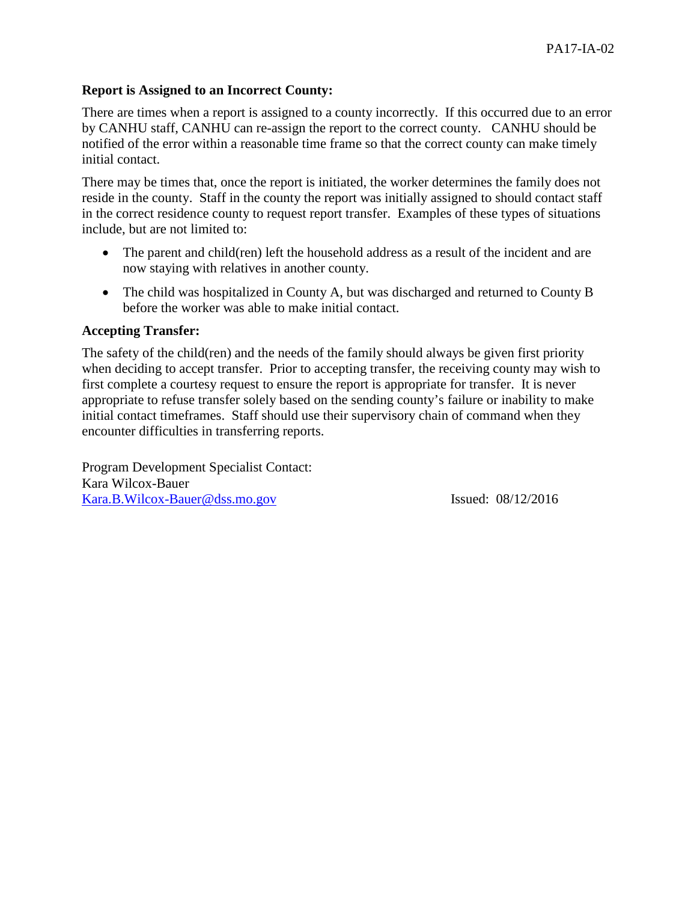**Report is Assigned to an Incorrect County:**

There are times when a report is assigned to a county incorrectly. If this occurred due to an error by CANHU staff, CANHU can re-assign the report to the correct county. CANHU should be notified of the error within a reasonable time frame so that the correct county can make timely initial contact.

There may be times that, once the report is initiated, the worker determines the family does not reside in the county. Staff in the county the report was initially assigned to should contact staff in the correct residence county to request report transfer. Examples of these types of situations include, but are not limited to:

- The parent and child(ren) left the household address as a result of the incident and are now staying with relatives in another county.
- The child was hospitalized in County A, but was discharged and returned to County B before the worker was able to make initial contact.

**Accepting Transfer:**

The safety of the child(ren) and the needs of the family should always be given first priority when deciding to accept transfer. Prior to accepting transfer, the receiving county may wish to first complete a courtesy request to ensure the report is appropriate for transfer. It is never appropriate to refuse transfer solely based on the sending county's failure or inability to make initial contact timeframes. Staff should use their supervisory chain of command when they encounter difficulties in transferring reports.

Program Development Specialist Contact:
Kara Wilcox-Bauer
Kara.B.Wilcox-Bauer@dss.mo.gov

Issued: 08/12/2016